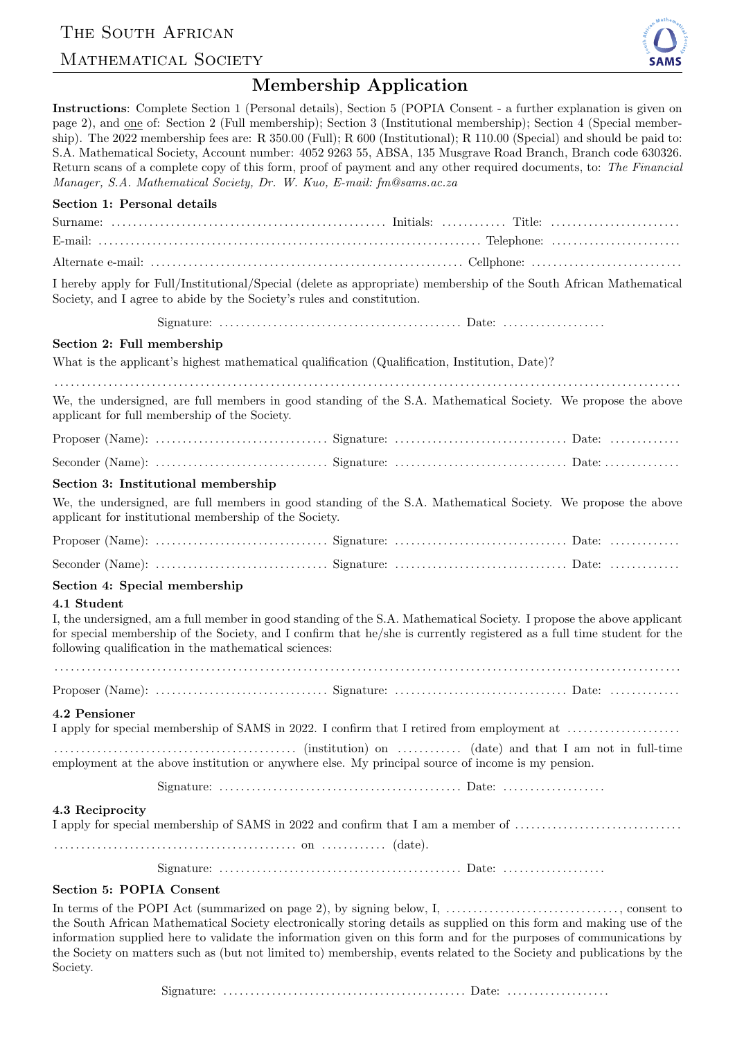# The South African Mathematical Society

## Membership Application

**Instructions**: Complete Section 1 (Personal details), Section 5 (POPIA Consent - a further explanation is given on page 2), and one of: Section 2 (Full membership); Section 3 (Institutional membership); Section 4 (Special membership). The 2022 membership fees are: R 350.00 (Full); R 600 (Institutional); R 110.00 (Special) and should be paid to: S.A. Mathematical Society, Account number: 4052 9263 55, ABSA, 135 Musgrave Road Branch, Branch code 630326. Return scans of a complete copy of this form, proof of payment and any other required documents, to: *The Financial Manager, S.A. Mathematical Society, Dr. W. Kuo, E-mail: fm@sams.ac.za*

**Section 1: Personal details**

Surname: .................................................. Initials: ............ Title: ........................

E-mail: ..................................................................... Telephone: ........................

Alternate e-mail: ......................................................... Cellphone: ............................

I hereby apply for Full/Institutional/Special (delete as appropriate) membership of the South African Mathematical Society, and I agree to abide by the Society's rules and constitution.

Signature: ............................................ Date: ...................

**Section 2: Full membership**

What is the applicant's highest mathematical qualification (Qualification, Institution, Date)?

...............................................................................................................

We, the undersigned, are full members in good standing of the S.A. Mathematical Society. We propose the above applicant for full membership of the Society.

Proposer (Name): ............................... Signature: ............................... Date: .............

Seconder (Name): ............................... Signature: ............................... Date: .............

**Section 3: Institutional membership**

We, the undersigned, are full members in good standing of the S.A. Mathematical Society. We propose the above applicant for institutional membership of the Society.

Proposer (Name): ............................... Signature: ............................... Date: .............

Seconder (Name): ............................... Signature: ............................... Date: .............

**Section 4: Special membership**

**4.1 Student**

I, the undersigned, am a full member in good standing of the S.A. Mathematical Society. I propose the above applicant for special membership of the Society, and I confirm that he/she is currently registered as a full time student for the following qualification in the mathematical sciences:

...............................................................................................................

Proposer (Name): ............................... Signature: ............................... Date: .............

**4.2 Pensioner**

I apply for special membership of SAMS in 2022. I confirm that I retired from employment at .....................
............................................ (institution) on ............ (date) and that I am not in full-time employment at the above institution or anywhere else. My principal source of income is my pension.

Signature: ............................................ Date: ...................

**4.3 Reciprocity**

I apply for special membership of SAMS in 2022 and confirm that I am a member of ...............................
............................................ on ............ (date).

Signature: ............................................ Date: ...................

**Section 5: POPIA Consent**

In terms of the POPI Act (summarized on page 2), by signing below, I, ................................, consent to the South African Mathematical Society electronically storing details as supplied on this form and making use of the information supplied here to validate the information given on this form and for the purposes of communications by the Society on matters such as (but not limited to) membership, events related to the Society and publications by the Society.

Signature: ............................................ Date: ...................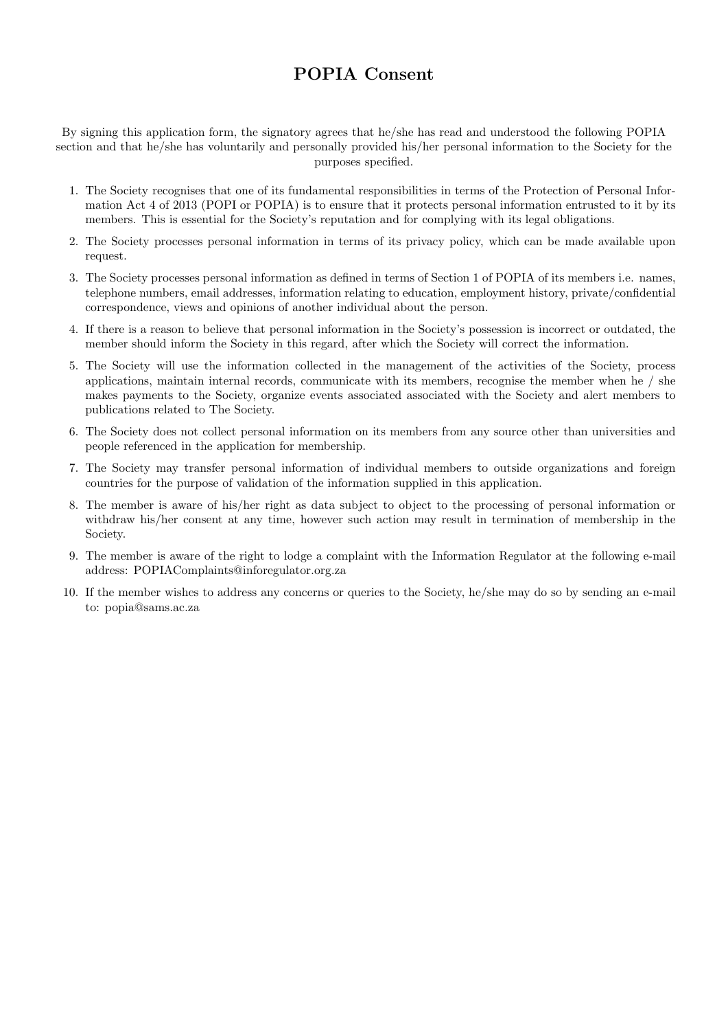# POPIA Consent

By signing this application form, the signatory agrees that he/she has read and understood the following POPIA section and that he/she has voluntarily and personally provided his/her personal information to the Society for the purposes specified.

1. The Society recognises that one of its fundamental responsibilities in terms of the Protection of Personal Information Act 4 of 2013 (POPI or POPIA) is to ensure that it protects personal information entrusted to it by its members. This is essential for the Society's reputation and for complying with its legal obligations.
2. The Society processes personal information in terms of its privacy policy, which can be made available upon request.
3. The Society processes personal information as defined in terms of Section 1 of POPIA of its members i.e. names, telephone numbers, email addresses, information relating to education, employment history, private/confidential correspondence, views and opinions of another individual about the person.
4. If there is a reason to believe that personal information in the Society's possession is incorrect or outdated, the member should inform the Society in this regard, after which the Society will correct the information.
5. The Society will use the information collected in the management of the activities of the Society, process applications, maintain internal records, communicate with its members, recognise the member when he / she makes payments to the Society, organize events associated associated with the Society and alert members to publications related to The Society.
6. The Society does not collect personal information on its members from any source other than universities and people referenced in the application for membership.
7. The Society may transfer personal information of individual members to outside organizations and foreign countries for the purpose of validation of the information supplied in this application.
8. The member is aware of his/her right as data subject to object to the processing of personal information or withdraw his/her consent at any time, however such action may result in termination of membership in the Society.
9. The member is aware of the right to lodge a complaint with the Information Regulator at the following e-mail address: POPIAComplaints@inforegulator.org.za
10. If the member wishes to address any concerns or queries to the Society, he/she may do so by sending an e-mail to: popia@sams.ac.za